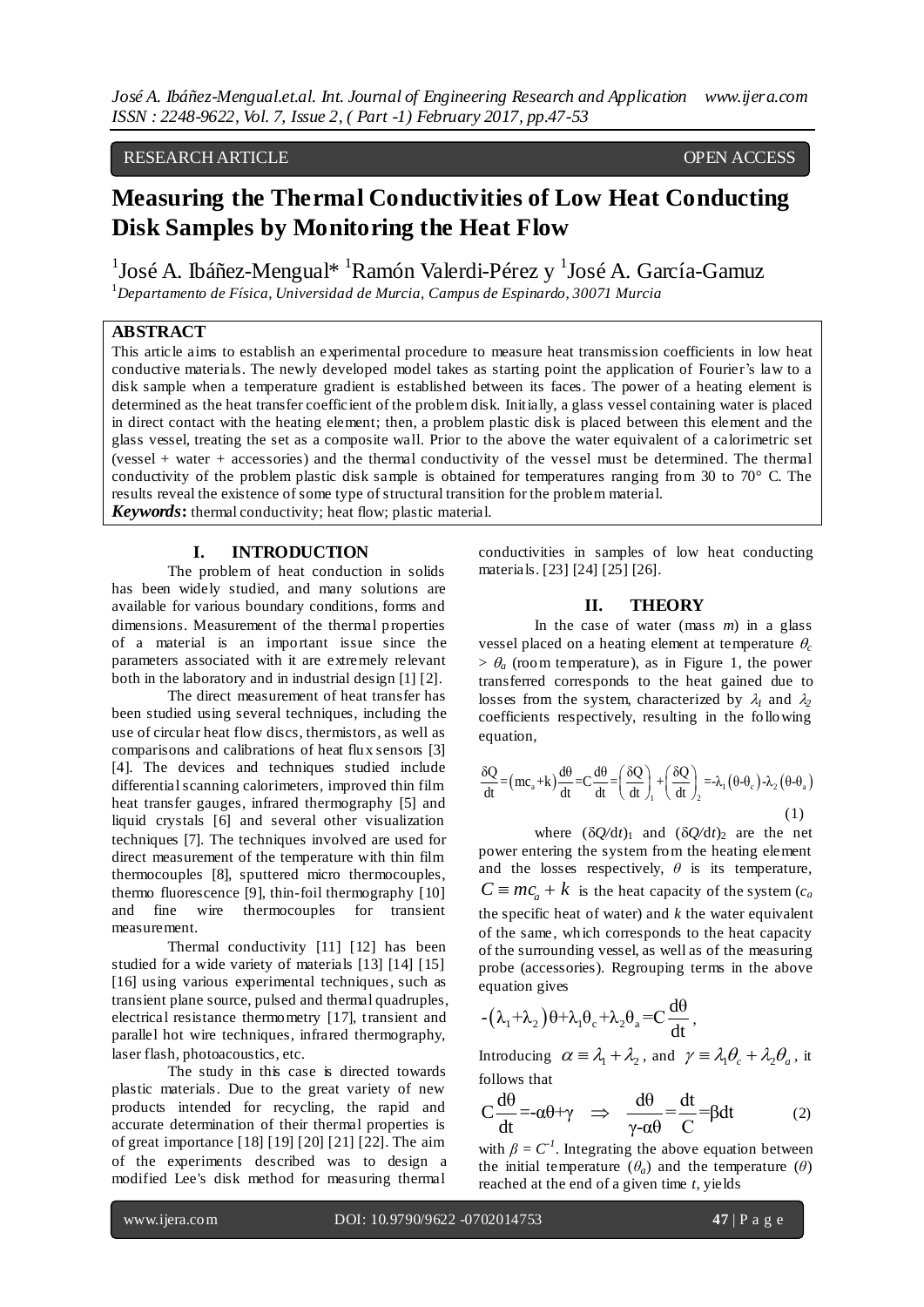RESEARCH ARTICLE OPEN ACCESS

# Measuring the Thermal Conductivities of Low Heat Conducting Disk Samples by Monitoring the Heat Flow

[1]José A. Ibáñez-Mengual* [1]Ramón Valerdi-Pérez y [1]José A. García-Gamuz

[1]*Departamento de Física, Universidad de Murcia, Campus de Espinardo, 30071 Murcia*

## ABSTRACT

This article aims to establish an experimental procedure to measure heat transmission coefficients in low heat conductive materials. The newly developed model takes as starting point the application of Fourier's law to a disk sample when a temperature gradient is established between its faces. The power of a heating element is determined as the heat transfer coefficient of the problem disk. Initially, a glass vessel containing water is placed in direct contact with the heating element; then, a problem plastic disk is placed between this element and the glass vessel, treating the set as a composite wall. Prior to the above the water equivalent of a calorimetric set (vessel + water + accessories) and the thermal conductivity of the vessel must be determined. The thermal conductivity of the problem plastic disk sample is obtained for temperatures ranging from 30 to 70° C. The results reveal the existence of some type of structural transition for the problem material.

***Keywords*:** thermal conductivity; heat flow; plastic material.

## I. INTRODUCTION

The problem of heat conduction in solids has been widely studied, and many solutions are available for various boundary conditions, forms and dimensions. Measurement of the thermal properties of a material is an important issue since the parameters associated with it are extremely relevant both in the laboratory and in industrial design [1] [2].

The direct measurement of heat transfer has been studied using several techniques, including the use of circular heat flow discs, thermistors, as well as comparisons and calibrations of heat flux sensors [3] [4]. The devices and techniques studied include differential scanning calorimeters, improved thin film heat transfer gauges, infrared thermography [5] and liquid crystals [6] and several other visualization techniques [7]. The techniques involved are used for direct measurement of the temperature with thin film thermocouples [8], sputtered micro thermocouples, thermo fluorescence [9], thin-foil thermography [10] and fine wire thermocouples for transient measurement.

Thermal conductivity [11] [12] has been studied for a wide variety of materials [13] [14] [15] [16] using various experimental techniques, such as transient plane source, pulsed and thermal quadruples, electrical resistance thermometry [17], transient and parallel hot wire techniques, infrared thermography, laser flash, photoacoustics, etc.

The study in this case is directed towards plastic materials. Due to the great variety of new products intended for recycling, the rapid and accurate determination of their thermal properties is of great importance [18] [19] [20] [21] [22]. The aim of the experiments described was to design a modified Lee's disk method for measuring thermal conductivities in samples of low heat conducting materials. [23] [24] [25] [26].

## II. THEORY

In the case of water (mass $m$) in a glass vessel placed on a heating element at temperature $\theta_c > \theta_a$ (room temperature), as in Figure 1, the power transferred corresponds to the heat gained due to losses from the system, characterized by $\lambda_1$ and $\lambda_2$ coefficients respectively, resulting in the following equation,

$$\frac{\delta Q}{dt}=\left(mc_a+k\right)\frac{d\theta}{dt}=C\frac{d\theta}{dt}=\left(\frac{\delta Q}{dt}\right)_1+\left(\frac{\delta Q}{dt}\right)_2=-\lambda_1\left(\theta-\theta_c\right)-\lambda_2\left(\theta-\theta_a\right) \quad (1)$$

where $(\delta Q/dt)_1$ and $(\delta Q/dt)_2$ are the net power entering the system from the heating element and the losses respectively, $\theta$ is its temperature, $C \equiv mc_a + k$ is the heat capacity of the system ($c_a$ the specific heat of water) and $k$ the water equivalent of the same, which corresponds to the heat capacity of the surrounding vessel, as well as of the measuring probe (accessories). Regrouping terms in the above equation gives

$$-\left(\lambda_1+\lambda_2\right)\theta+\lambda_1\theta_c+\lambda_2\theta_a=C\frac{d\theta}{dt},$$

Introducing $\alpha \equiv \lambda_1 + \lambda_2$, and $\gamma \equiv \lambda_1\theta_c + \lambda_2\theta_a$, it follows that

$$C\frac{d\theta}{dt}=-\alpha\theta+\gamma \quad \Rightarrow \quad \frac{d\theta}{\gamma-\alpha\theta}=\frac{dt}{C}=\beta dt \quad (2)$$

with $\beta = C^{-1}$. Integrating the above equation between the initial temperature ($\theta_a$) and the temperature ($\theta$) reached at the end of a given time $t$, yields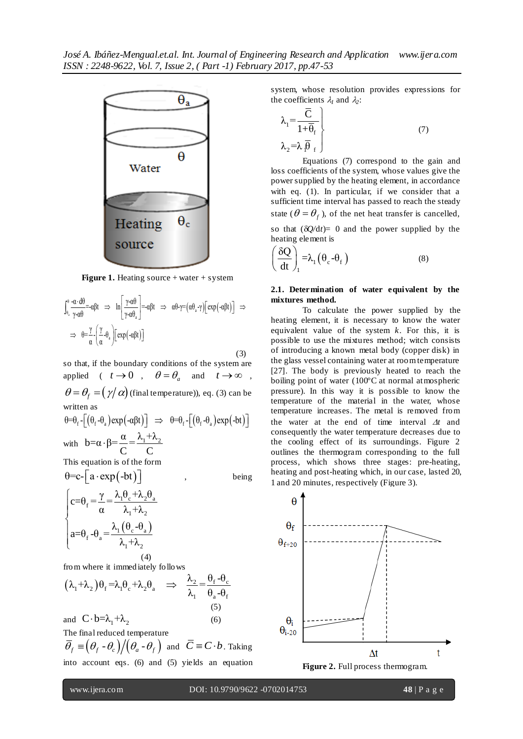Figure 1. Heating source + water + system

$$\int_{\theta_a}^{\theta} \frac{-\alpha \cdot d\theta}{\gamma - \alpha\theta} = -\alpha\beta t \;\Rightarrow\; \ln\left[\frac{\gamma - \alpha\theta}{\gamma - \alpha\theta_a}\right] = -\alpha\beta t \;\Rightarrow\; \alpha\theta - \gamma = (\alpha\theta_a - \gamma)\left[\exp(-\alpha\beta t)\right] \;\Rightarrow$$

$$\Rightarrow\; \theta = \frac{\gamma}{\alpha} - \left(\frac{\gamma}{\alpha} - \theta_a\right)\left[\exp(-\alpha\beta t)\right] \tag{3}$$

so that, if the boundary conditions of the system are applied ( $t \to 0$ , $\theta = \theta_a$ and $t \to \infty$ , $\theta = \theta_f = (\gamma/\alpha)$ (final temperature)), eq. (3) can be written as

$$\theta = \theta_f - \left[(\theta_f - \theta_a)\exp(-\alpha\beta t)\right] \;\Rightarrow\; \theta = \theta_f - \left[(\theta_f - \theta_a)\exp(-bt)\right]$$

with $b = \alpha \cdot \beta = \dfrac{\alpha}{C} = \dfrac{\lambda_1 + \lambda_2}{C}$

This equation is of the form

$\theta = c - \left[a \cdot \exp(-bt)\right]$ , being

$$\begin{cases} c = \theta_f = \dfrac{\gamma}{\alpha} = \dfrac{\lambda_1\theta_c + \lambda_2\theta_a}{\lambda_1 + \lambda_2} \\[2ex] a = \theta_f - \theta_a = \dfrac{\lambda_1(\theta_c - \theta_a)}{\lambda_1 + \lambda_2} \end{cases} \tag{4}$$

from where it immediately follows

$$(\lambda_1 + \lambda_2)\theta_f = \lambda_1\theta_c + \lambda_2\theta_a \;\Rightarrow\; \frac{\lambda_2}{\lambda_1} = \frac{\theta_f - \theta_c}{\theta_a - \theta_f} \tag{5}$$

and $C \cdot b = \lambda_1 + \lambda_2$ (6)

The final reduced temperature $\bar{\theta}_f \equiv (\theta_f - \theta_c)/(\theta_a - \theta_f)$ and $\bar{C} \equiv C \cdot b$. Taking into account eqs. (6) and (5) yields an equation system, whose resolution provides expressions for the coefficients $\lambda_1$ and $\lambda_2$:

$$\left.\begin{aligned} \lambda_1 &= \frac{\bar{C}}{1 + \bar{\theta}_f} \\ \lambda_2 &= \lambda_1 \bar{\theta}_f \end{aligned}\right\} \tag{7}$$

Equations (7) correspond to the gain and loss coefficients of the system, whose values give the power supplied by the heating element, in accordance with eq. (1). In particular, if we consider that a sufficient time interval has passed to reach the steady state ($\theta = \theta_f$ ), of the net heat transfer is cancelled, so that ($\delta Q/dt$)= 0 and the power supplied by the heating element is

$$\left(\frac{\delta Q}{dt}\right)_1 = \lambda_1(\theta_c - \theta_f) \tag{8}$$

### 2.1. Determination of water equivalent by the mixtures method.

To calculate the power supplied by the heating element, it is necessary to know the water equivalent value of the system $k$. For this, it is possible to use the mixtures method; witch consists of introducing a known metal body (copper disk) in the glass vessel containing water at room temperature [27]. The body is previously heated to reach the boiling point of water (100ºC at normal atmospheric pressure). In this way it is possible to know the temperature of the material in the water, whose temperature increases. The metal is removed from the water at the end of time interval $\Delta t$ and consequently the water temperature decreases due to the cooling effect of its surroundings. Figure 2 outlines the thermogram corresponding to the full process, which shows three stages: pre-heating, heating and post-heating which, in our case, lasted 20, 1 and 20 minutes, respectively (Figure 3).

Figure 2. Full process thermogram.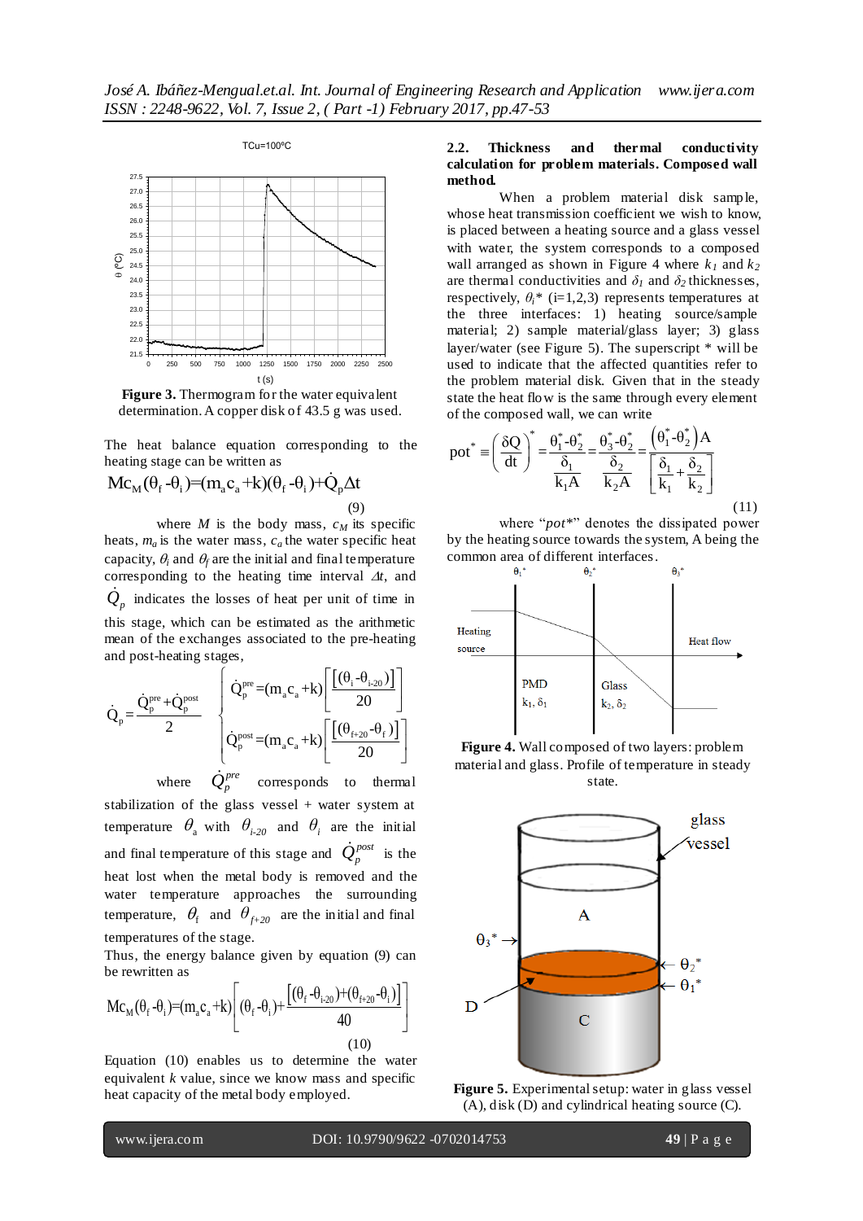**Figure 3.** Thermogram for the water equivalent determination. A copper disk of 43.5 g was used.

The heat balance equation corresponding to the heating stage can be written as

$$Mc_M(\theta_f - \theta_i) = (m_a c_a + k)(\theta_f - \theta_i) + \dot{Q}_p \Delta t \tag{9}$$

where $M$ is the body mass, $c_M$ its specific heats, $m_a$ is the water mass, $c_a$ the water specific heat capacity, $\theta_i$ and $\theta_f$ are the initial and final temperature corresponding to the heating time interval $\Delta t$, and $\dot{Q}_p$ indicates the losses of heat per unit of time in this stage, which can be estimated as the arithmetic mean of the exchanges associated to the pre-heating and post-heating stages,

$$\dot{Q}_p = \frac{\dot{Q}_p^{pre} + \dot{Q}_p^{post}}{2} \qquad \begin{cases} \dot{Q}_p^{pre} = (m_a c_a + k)\left[\dfrac{(\theta_i - \theta_{i-20})}{20}\right] \\ \dot{Q}_p^{post} = (m_a c_a + k)\left[\dfrac{(\theta_{f+20} - \theta_f)}{20}\right] \end{cases}$$

where $\dot{Q}_p^{pre}$ corresponds to thermal stabilization of the glass vessel + water system at temperature $\theta_a$ with $\theta_{i-20}$ and $\theta_i$ are the initial and final temperature of this stage and $\dot{Q}_p^{post}$ is the heat lost when the metal body is removed and the water temperature approaches the surrounding temperature, $\theta_f$ and $\theta_{f+20}$ are the initial and final temperatures of the stage.

Thus, the energy balance given by equation (9) can be rewritten as

$$Mc_M(\theta_f - \theta_i) = (m_a c_a + k)\left[(\theta_f - \theta_i) + \frac{[(\theta_i - \theta_{i-20}) + (\theta_{f+20} - \theta_i)]}{40}\right] \tag{10}$$

Equation (10) enables us to determine the water equivalent $k$ value, since we know mass and specific heat capacity of the metal body employed.

### 2.2. Thickness and thermal conductivity calculation for problem materials. Composed wall method.

When a problem material disk sample, whose heat transmission coefficient we wish to know, is placed between a heating source and a glass vessel with water, the system corresponds to a composed wall arranged as shown in Figure 4 where $k_1$ and $k_2$ are thermal conductivities and $\delta_1$ and $\delta_2$ thicknesses, respectively, $\theta_i$* (i=1,2,3) represents temperatures at the three interfaces: 1) heating source/sample material; 2) sample material/glass layer; 3) glass layer/water (see Figure 5). The superscript * will be used to indicate that the affected quantities refer to the problem material disk. Given that in the steady state the heat flow is the same through every element of the composed wall, we can write

$$pot^* \equiv \left(\frac{\delta Q}{dt}\right)^* = \frac{\theta_1^* - \theta_2^*}{\dfrac{\delta_1}{k_1 A}} = \frac{\theta_3^* - \theta_2^*}{\dfrac{\delta_2}{k_2 A}} = \frac{\left(\theta_1^* - \theta_2^*\right)A}{\left[\dfrac{\delta_1}{k_1} + \dfrac{\delta_2}{k_2}\right]} \tag{11}$$

where "*pot**" denotes the dissipated power by the heating source towards the system, A being the common area of different interfaces.

**Figure 4.** Wall composed of two layers: problem material and glass. Profile of temperature in steady state.

**Figure 5.** Experimental setup: water in glass vessel (A), disk (D) and cylindrical heating source (C).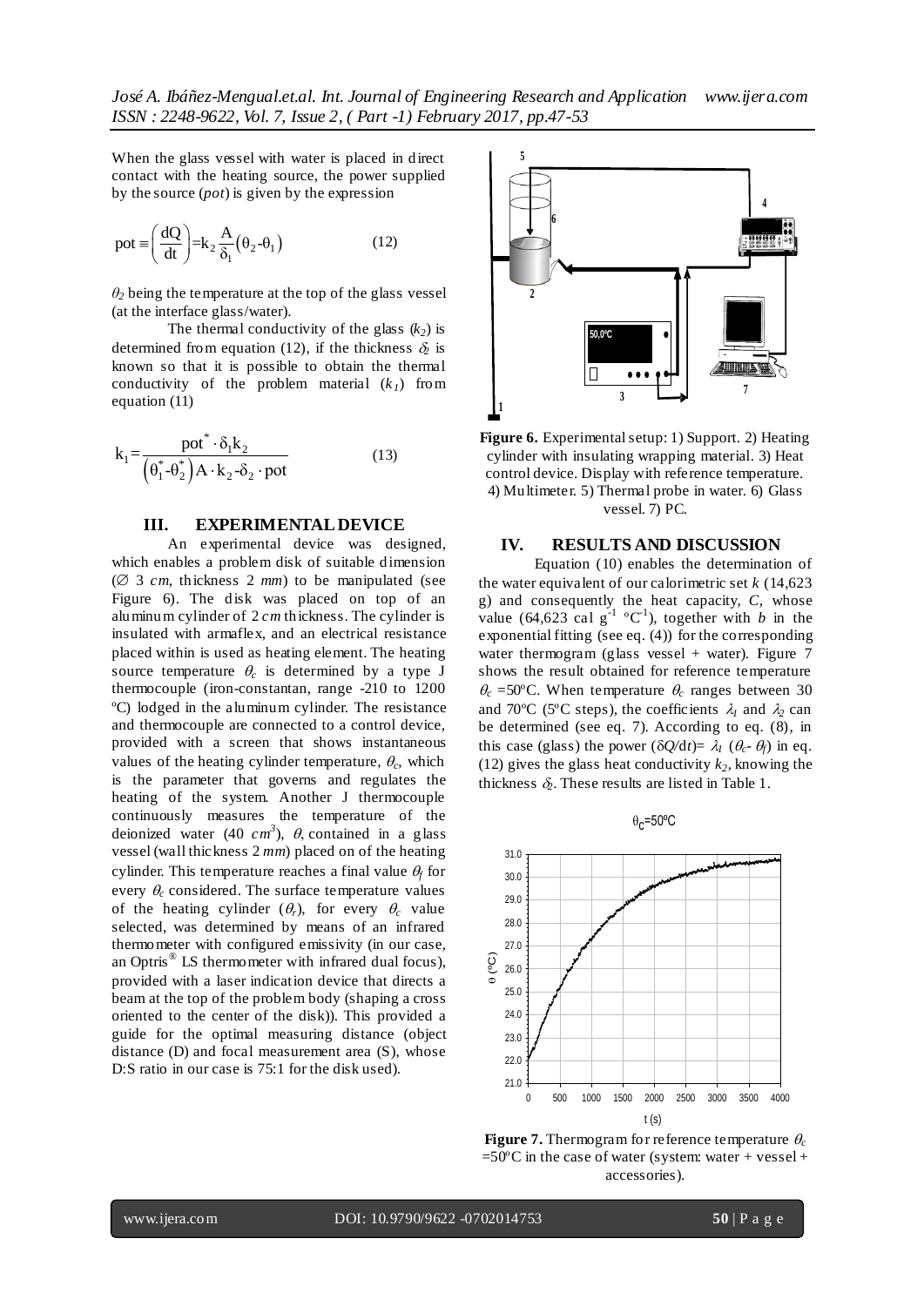When the glass vessel with water is placed in direct contact with the heating source, the power supplied by the source (*pot*) is given by the expression

$$\text{pot} \equiv \left(\frac{dQ}{dt}\right) = k_2 \frac{A}{\delta_1}\left(\theta_2 - \theta_1\right) \qquad (12)$$

$\theta_2$ being the temperature at the top of the glass vessel (at the interface glass/water).

The thermal conductivity of the glass ($k_2$) is determined from equation (12), if the thickness $\delta_2$ is known so that it is possible to obtain the thermal conductivity of the problem material ($k_1$) from equation (11)

$$k_1 = \frac{\text{pot}^* \cdot \delta_1 k_2}{\left(\theta_1^* - \theta_2^*\right) A \cdot k_2 - \delta_2 \cdot \text{pot}} \qquad (13)$$

## III. EXPERIMENTAL DEVICE

An experimental device was designed, which enables a problem disk of suitable dimension (∅ 3 *cm*, thickness 2 *mm*) to be manipulated (see Figure 6). The disk was placed on top of an aluminum cylinder of 2 *cm* thickness. The cylinder is insulated with armaflex, and an electrical resistance placed within is used as heating element. The heating source temperature $\theta_c$ is determined by a type J thermocouple (iron-constantan, range -210 to 1200 ºC) lodged in the aluminum cylinder. The resistance and thermocouple are connected to a control device, provided with a screen that shows instantaneous values of the heating cylinder temperature, $\theta_c$, which is the parameter that governs and regulates the heating of the system. Another J thermocouple continuously measures the temperature of the deionized water (40 $cm^3$), $\theta$, contained in a glass vessel (wall thickness 2 *mm*) placed on of the heating cylinder. This temperature reaches a final value $\theta_f$ for every $\theta_c$ considered. The surface temperature values of the heating cylinder ($\theta_r$), for every $\theta_c$ value selected, was determined by means of an infrared thermometer with configured emissivity (in our case, an Optris® LS thermometer with infrared dual focus), provided with a laser indication device that directs a beam at the top of the problem body (shaping a cross oriented to the center of the disk)). This provided a guide for the optimal measuring distance (object distance (D) and focal measurement area (S), whose D:S ratio in our case is 75:1 for the disk used).

**Figure 6.** Experimental setup: 1) Support. 2) Heating cylinder with insulating wrapping material. 3) Heat control device. Display with reference temperature. 4) Multimeter. 5) Thermal probe in water. 6) Glass vessel. 7) PC.

## IV. RESULTS AND DISCUSSION

Equation (10) enables the determination of the water equivalent of our calorimetric set *k* (14,623 g) and consequently the heat capacity, *C*, whose value (64,623 cal $g^{-1}$ $^{o}C^{-1}$), together with *b* in the exponential fitting (see eq. (4)) for the corresponding water thermogram (glass vessel + water). Figure 7 shows the result obtained for reference temperature $\theta_c$ =50ºC. When temperature $\theta_c$ ranges between 30 and 70ºC (5ºC steps), the coefficients $\lambda_1$ and $\lambda_2$ can be determined (see eq. 7). According to eq. (8), in this case (glass) the power ($\delta Q/dt$)= $\lambda_1$ ($\theta_c$- $\theta_f$) in eq. (12) gives the glass heat conductivity $k_2$, knowing the thickness $\delta_2$. These results are listed in Table 1.

**Figure 7.** Thermogram for reference temperature $\theta_c$ =50ºC in the case of water (system: water + vessel + accessories).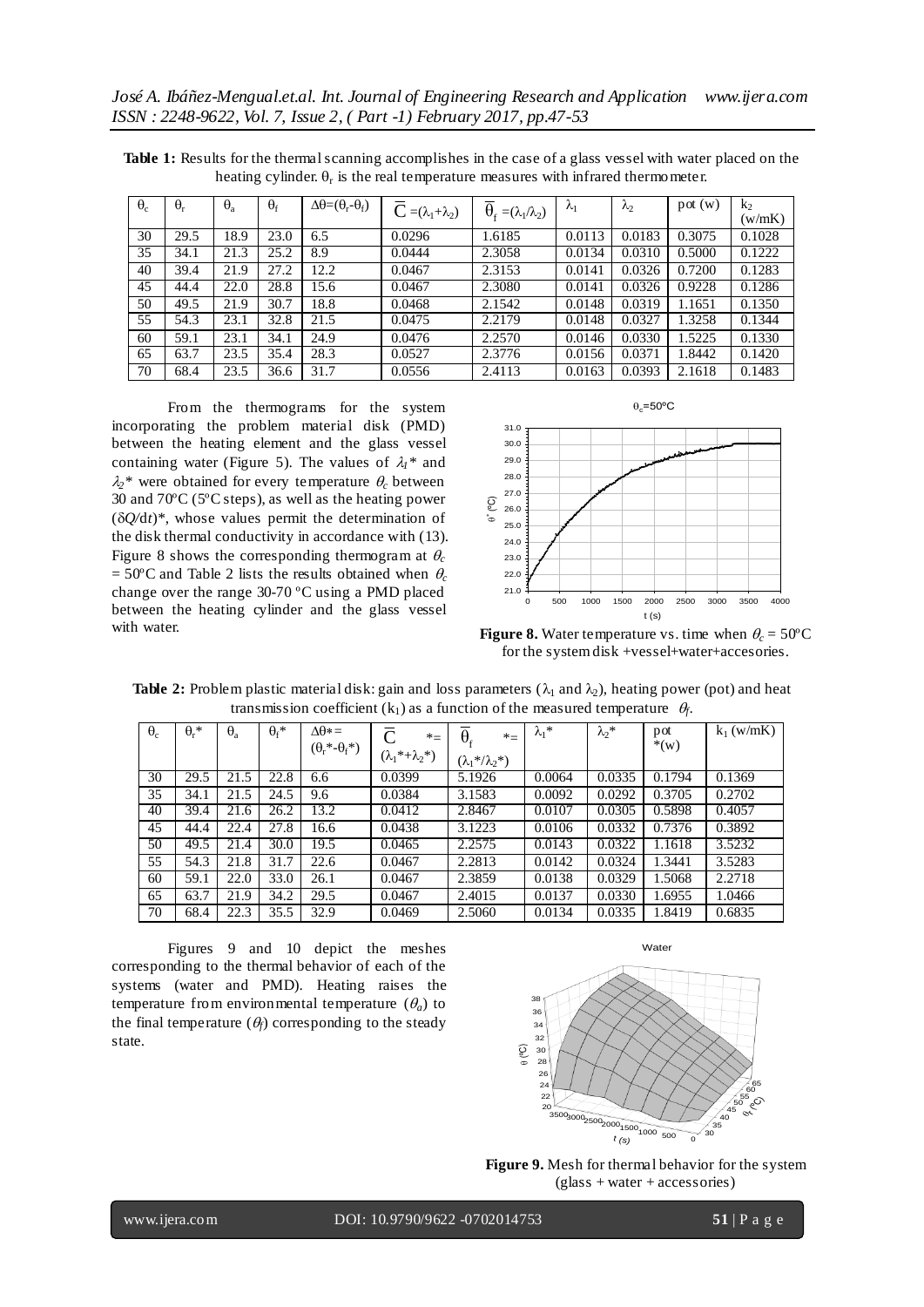**Table 1:** Results for the thermal scanning accomplishes in the case of a glass vessel with water placed on the heating cylinder. $\theta_r$ is the real temperature measures with infrared thermometer.

| $\theta_c$ | $\theta_r$ | $\theta_a$ | $\theta_f$ | $\Delta\theta=(\theta_r-\theta_f)$ | $\overline{C}=(\lambda_1+\lambda_2)$ | $\overline{\theta}_f=(\lambda_1/\lambda_2)$ | $\lambda_1$ | $\lambda_2$ | pot (w) | $k_2$ (w/mK) |
|---|---|---|---|---|---|---|---|---|---|---|
| 30 | 29.5 | 18.9 | 23.0 | 6.5 | 0.0296 | 1.6185 | 0.0113 | 0.0183 | 0.3075 | 0.1028 |
| 35 | 34.1 | 21.3 | 25.2 | 8.9 | 0.0444 | 2.3058 | 0.0134 | 0.0310 | 0.5000 | 0.1222 |
| 40 | 39.4 | 21.9 | 27.2 | 12.2 | 0.0467 | 2.3153 | 0.0141 | 0.0326 | 0.7200 | 0.1283 |
| 45 | 44.4 | 22.0 | 28.8 | 15.6 | 0.0467 | 2.3080 | 0.0141 | 0.0326 | 0.9228 | 0.1286 |
| 50 | 49.5 | 21.9 | 30.7 | 18.8 | 0.0468 | 2.1542 | 0.0148 | 0.0319 | 1.1651 | 0.1350 |
| 55 | 54.3 | 23.1 | 32.8 | 21.5 | 0.0475 | 2.2179 | 0.0148 | 0.0327 | 1.3258 | 0.1344 |
| 60 | 59.1 | 23.1 | 34.1 | 24.9 | 0.0476 | 2.2570 | 0.0146 | 0.0330 | 1.5225 | 0.1330 |
| 65 | 63.7 | 23.5 | 35.4 | 28.3 | 0.0527 | 2.3776 | 0.0156 | 0.0371 | 1.8442 | 0.1420 |
| 70 | 68.4 | 23.5 | 36.6 | 31.7 | 0.0556 | 2.4113 | 0.0163 | 0.0393 | 2.1618 | 0.1483 |

From the thermograms for the system incorporating the problem material disk (PMD) between the heating element and the glass vessel containing water (Figure 5). The values of $\lambda_1$* and $\lambda_2$* were obtained for every temperature $\theta_c$ between 30 and 70ºC (5ºC steps), as well as the heating power ($\delta Q/dt$)*, whose values permit the determination of the disk thermal conductivity in accordance with (13). Figure 8 shows the corresponding thermogram at $\theta_c$ = 50ºC and Table 2 lists the results obtained when $\theta_c$ change over the range 30-70 ºC using a PMD placed between the heating cylinder and the glass vessel with water.

**Figure 8.** Water temperature vs. time when $\theta_c$ = 50ºC for the system disk +vessel+water+accesories.

**Table 2:** Problem plastic material disk: gain and loss parameters ($\lambda_1$ and $\lambda_2$), heating power (pot) and heat transmission coefficient ($k_1$) as a function of the measured temperature $\theta_f$.

| $\theta_c$ | $\theta_r$* | $\theta_a$ | $\theta_f$* | $\Delta\theta$* = ($\theta_r$*-$\theta_f$*) | $\overline{C}$* = ($\lambda_1$*+$\lambda_2$*) | $\overline{\theta}_f$* = ($\lambda_1$*/$\lambda_2$*) | $\lambda_1$* | $\lambda_2$* | pot *(w) | $k_1$ (w/mK) |
|---|---|---|---|---|---|---|---|---|---|---|
| 30 | 29.5 | 21.5 | 22.8 | 6.6 | 0.0399 | 5.1926 | 0.0064 | 0.0335 | 0.1794 | 0.1369 |
| 35 | 34.1 | 21.5 | 24.5 | 9.6 | 0.0384 | 3.1583 | 0.0092 | 0.0292 | 0.3705 | 0.2702 |
| 40 | 39.4 | 21.6 | 26.2 | 13.2 | 0.0412 | 2.8467 | 0.0107 | 0.0305 | 0.5898 | 0.4057 |
| 45 | 44.4 | 22.4 | 27.8 | 16.6 | 0.0438 | 3.1223 | 0.0106 | 0.0332 | 0.7376 | 0.3892 |
| 50 | 49.5 | 21.4 | 30.0 | 19.5 | 0.0465 | 2.2575 | 0.0143 | 0.0322 | 1.1618 | 3.5232 |
| 55 | 54.3 | 21.8 | 31.7 | 22.6 | 0.0467 | 2.2813 | 0.0142 | 0.0324 | 1.3441 | 3.5283 |
| 60 | 59.1 | 22.0 | 33.0 | 26.1 | 0.0467 | 2.3859 | 0.0138 | 0.0329 | 1.5068 | 2.2718 |
| 65 | 63.7 | 21.9 | 34.2 | 29.5 | 0.0467 | 2.4015 | 0.0137 | 0.0330 | 1.6955 | 1.0466 |
| 70 | 68.4 | 22.3 | 35.5 | 32.9 | 0.0469 | 2.5060 | 0.0134 | 0.0335 | 1.8419 | 0.6835 |

Figures 9 and 10 depict the meshes corresponding to the thermal behavior of each of the systems (water and PMD). Heating raises the temperature from environmental temperature ($\theta_a$) to the final temperature ($\theta_f$) corresponding to the steady state.

**Figure 9.** Mesh for thermal behavior for the system (glass + water + accessories)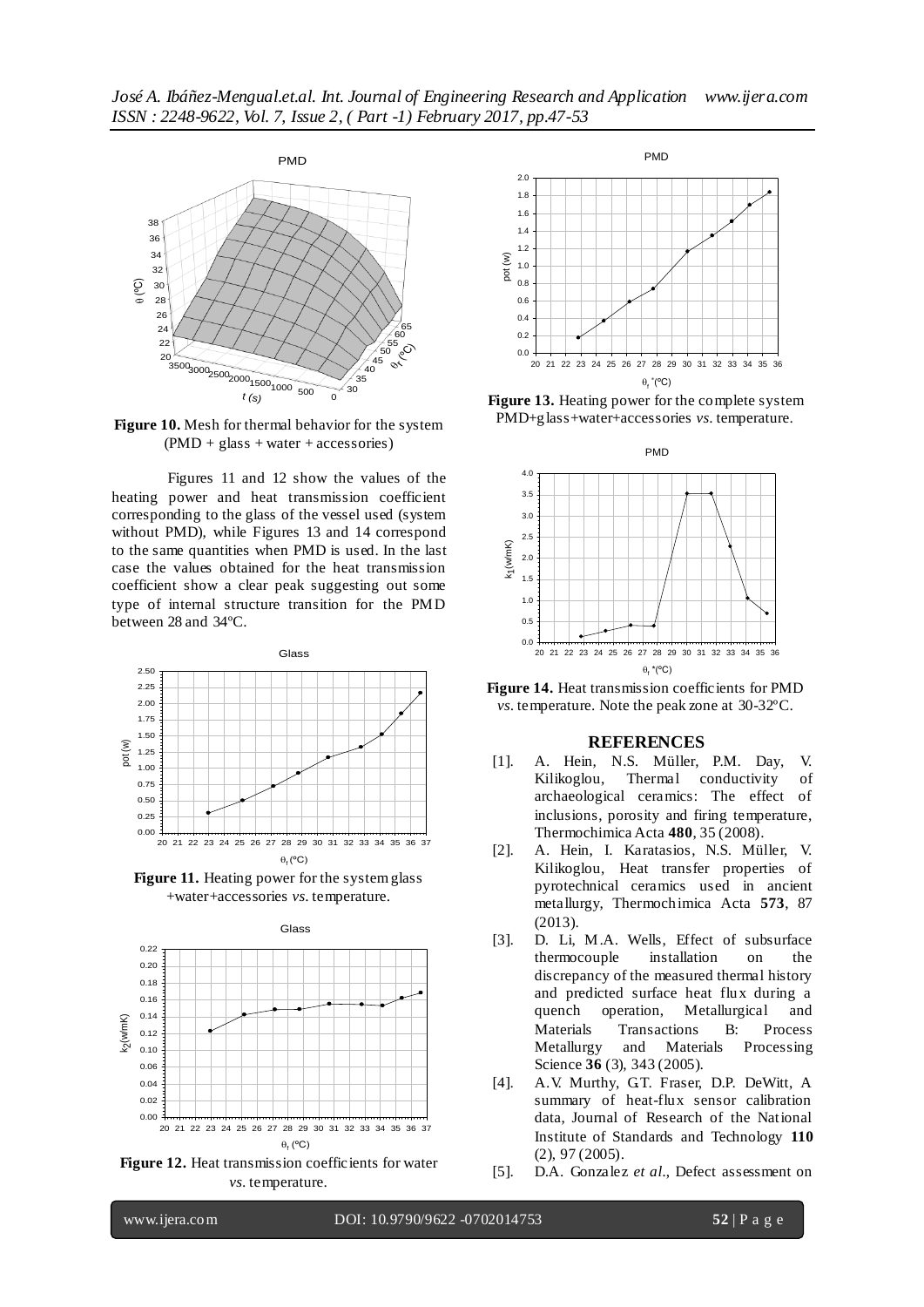**Figure 10.** Mesh for thermal behavior for the system (PMD + glass + water + accessories)

Figures 11 and 12 show the values of the heating power and heat transmission coefficient corresponding to the glass of the vessel used (system without PMD), while Figures 13 and 14 correspond to the same quantities when PMD is used. In the last case the values obtained for the heat transmission coefficient show a clear peak suggesting out some type of internal structure transition for the PMD between 28 and 34ºC.

**Figure 11.** Heating power for the system glass +water+accessories *vs.* temperature.

**Figure 12.** Heat transmission coefficients for water *vs.* temperature.

**Figure 13.** Heating power for the complete system PMD+glass+water+accessories *vs.* temperature.

**Figure 14.** Heat transmission coefficients for PMD *vs.* temperature. Note the peak zone at 30-32ºC.

## REFERENCES

[1]. A. Hein, N.S. Müller, P.M. Day, V. Kilikoglou, Thermal conductivity of archaeological ceramics: The effect of inclusions, porosity and firing temperature, Thermochimica Acta **480**, 35 (2008).

[2]. A. Hein, I. Karatasios, N.S. Müller, V. Kilikoglou, Heat transfer properties of pyrotechnical ceramics used in ancient metallurgy, Thermochimica Acta **573**, 87 (2013).

[3]. D. Li, M.A. Wells, Effect of subsurface thermocouple installation on the discrepancy of the measured thermal history and predicted surface heat flux during a quench operation, Metallurgical and Materials Transactions B: Process Metallurgy and Materials Processing Science **36** (3), 343 (2005).

[4]. A.V. Murthy, G.T. Fraser, D.P. DeWitt, A summary of heat-flux sensor calibration data, Journal of Research of the National Institute of Standards and Technology **110** (2), 97 (2005).

[5]. D.A. Gonzalez *et al*., Defect assessment on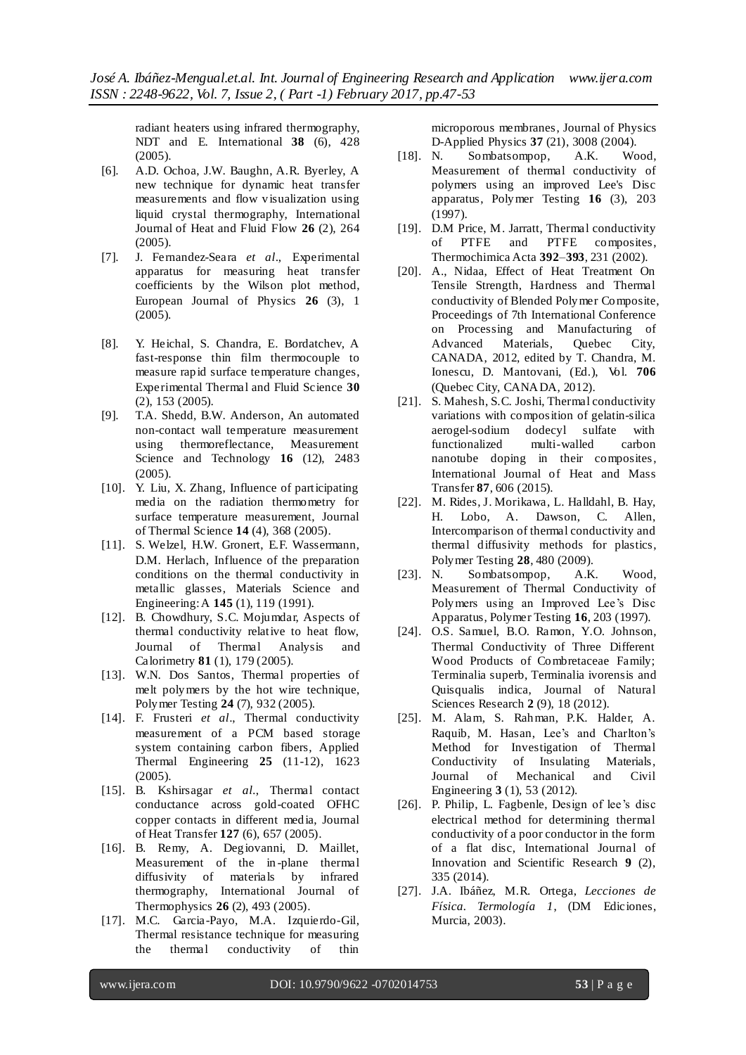radiant heaters using infrared thermography, NDT and E. International **38** (6), 428 (2005).

[6]. A.D. Ochoa, J.W. Baughn, A.R. Byerley, A new technique for dynamic heat transfer measurements and flow visualization using liquid crystal thermography, International Journal of Heat and Fluid Flow **26** (2), 264 (2005).

[7]. J. Fernandez-Seara *et al*., Experimental apparatus for measuring heat transfer coefficients by the Wilson plot method, European Journal of Physics **26** (3), 1 (2005).

[8]. Y. Heichal, S. Chandra, E. Bordatchev, A fast-response thin film thermocouple to measure rapid surface temperature changes, Experimental Thermal and Fluid Science **30** (2), 153 (2005).

[9]. T.A. Shedd, B.W. Anderson, An automated non-contact wall temperature measurement using thermoreflectance, Measurement Science and Technology **16** (12), 2483 (2005).

[10]. Y. Liu, X. Zhang, Influence of participating media on the radiation thermometry for surface temperature measurement, Journal of Thermal Science **14** (4), 368 (2005).

[11]. S. Welzel, H.W. Gronert, E.F. Wassermann, D.M. Herlach, Influence of the preparation conditions on the thermal conductivity in metallic glasses, Materials Science and Engineering: A **145** (1), 119 (1991).

[12]. B. Chowdhury, S.C. Mojumdar, Aspects of thermal conductivity relative to heat flow, Journal of Thermal Analysis and Calorimetry **81** (1), 179 (2005).

[13]. W.N. Dos Santos, Thermal properties of melt polymers by the hot wire technique, Polymer Testing **24** (7), 932 (2005).

[14]. F. Frusteri *et al*., Thermal conductivity measurement of a PCM based storage system containing carbon fibers, Applied Thermal Engineering **25** (11-12), 1623 (2005).

[15]. B. Kshirsagar *et al*., Thermal contact conductance across gold-coated OFHC copper contacts in different media, Journal of Heat Transfer **127** (6), 657 (2005).

[16]. B. Remy, A. Degiovanni, D. Maillet, Measurement of the in-plane thermal diffusivity of materials by infrared thermography, International Journal of Thermophysics **26** (2), 493 (2005).

[17]. M.C. Garcia-Payo, M.A. Izquierdo-Gil, Thermal resistance technique for measuring the thermal conductivity of thin microporous membranes, Journal of Physics D-Applied Physics **37** (21), 3008 (2004).

[18]. N. Sombatsompop, A.K. Wood, Measurement of thermal conductivity of polymers using an improved Lee's Disc apparatus, Polymer Testing **16** (3), 203 (1997).

[19]. D.M Price, M. Jarratt, Thermal conductivity of PTFE and PTFE composites, Thermochimica Acta **392**–**393**, 231 (2002).

[20]. A., Nidaa, Effect of Heat Treatment On Tensile Strength, Hardness and Thermal conductivity of Blended Polymer Composite, Proceedings of 7th International Conference on Processing and Manufacturing of Advanced Materials, Quebec City, CANADA, 2012, edited by T. Chandra, M. Ionescu, D. Mantovani, (Ed.), Vol. **706** (Quebec City, CANADA, 2012).

[21]. S. Mahesh, S.C. Joshi, Thermal conductivity variations with composition of gelatin-silica aerogel-sodium dodecyl sulfate with functionalized multi-walled carbon nanotube doping in their composites, International Journal of Heat and Mass Transfer **87**, 606 (2015).

[22]. M. Rides, J. Morikawa, L. Halldahl, B. Hay, H. Lobo, A. Dawson, C. Allen, Intercomparison of thermal conductivity and thermal diffusivity methods for plastics, Polymer Testing **28**, 480 (2009).

[23]. N. Sombatsompop, A.K. Wood, Measurement of Thermal Conductivity of Polymers using an Improved Lee's Disc Apparatus, Polymer Testing **16**, 203 (1997).

[24]. O.S. Samuel, B.O. Ramon, Y.O. Johnson, Thermal Conductivity of Three Different Wood Products of Combretaceae Family; Terminalia superb, Terminalia ivorensis and Quisqualis indica, Journal of Natural Sciences Research **2** (9), 18 (2012).

[25]. M. Alam, S. Rahman, P.K. Halder, A. Raquib, M. Hasan, Lee's and Charlton's Method for Investigation of Thermal Conductivity of Insulating Materials, Journal of Mechanical and Civil Engineering **3** (1), 53 (2012).

[26]. P. Philip, L. Fagbenle, Design of lee's disc electrical method for determining thermal conductivity of a poor conductor in the form of a flat disc, International Journal of Innovation and Scientific Research **9** (2), 335 (2014).

[27]. J.A. Ibáñez, M.R. Ortega, *Lecciones de Física. Termología 1*, (DM Ediciones, Murcia, 2003).